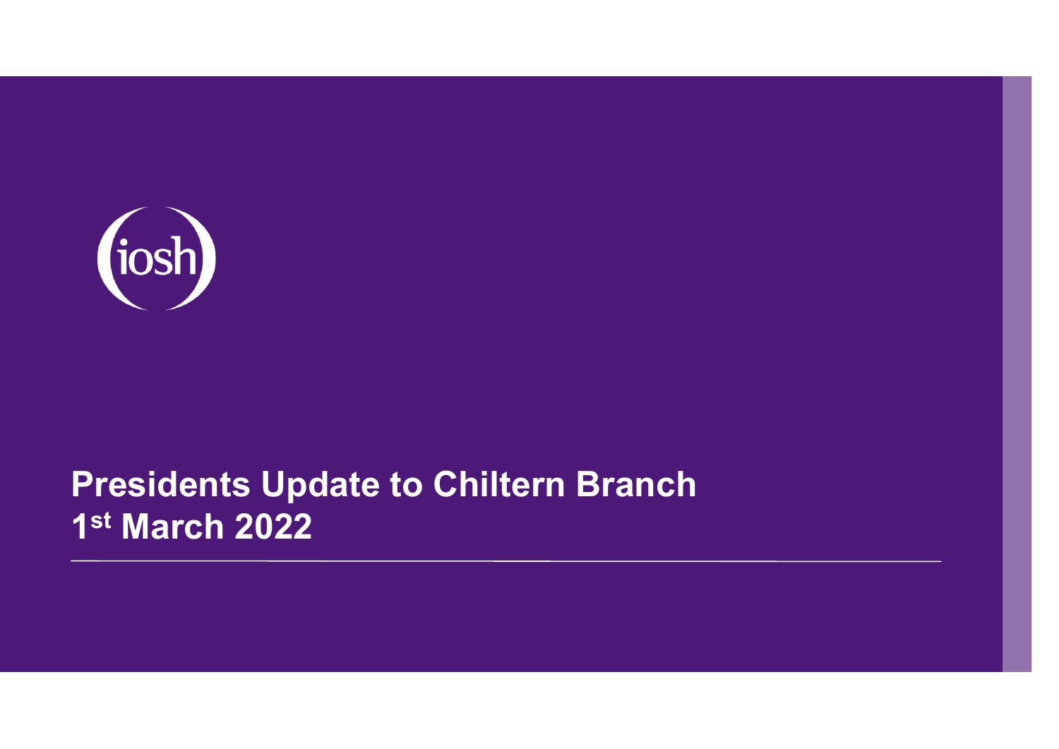iosh

# Presidents Update to Chiltern Branch
## 1st March 2022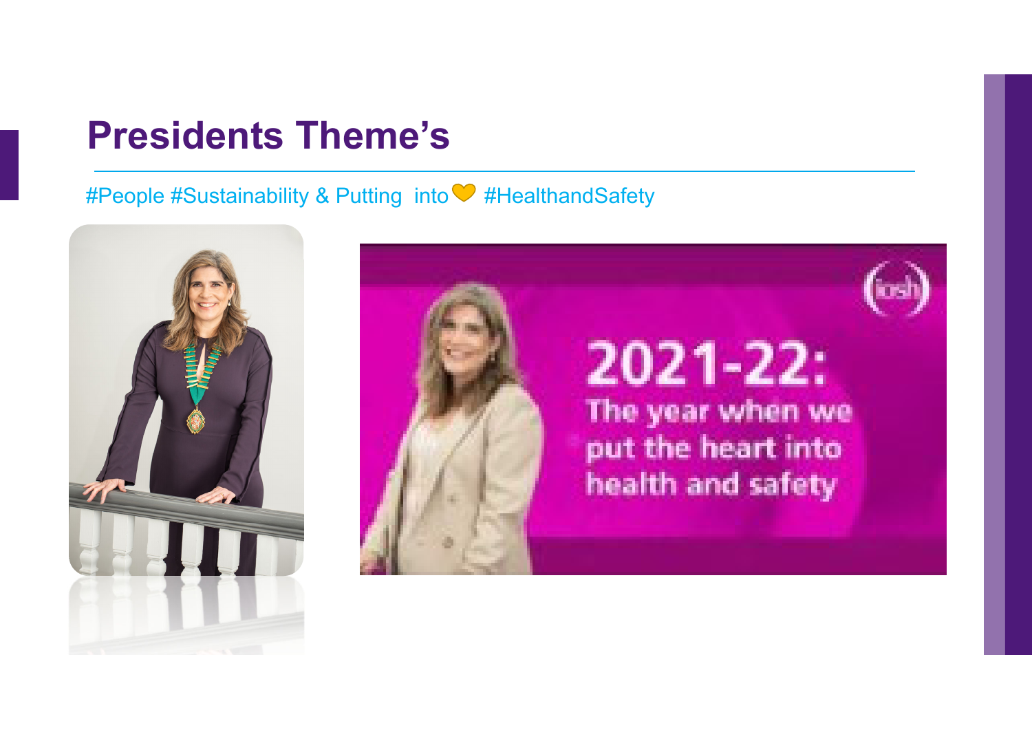# Presidents Theme's

#People #Sustainability & Putting into 💛 #HealthandSafety

2021-22: The year when we put the heart into health and safety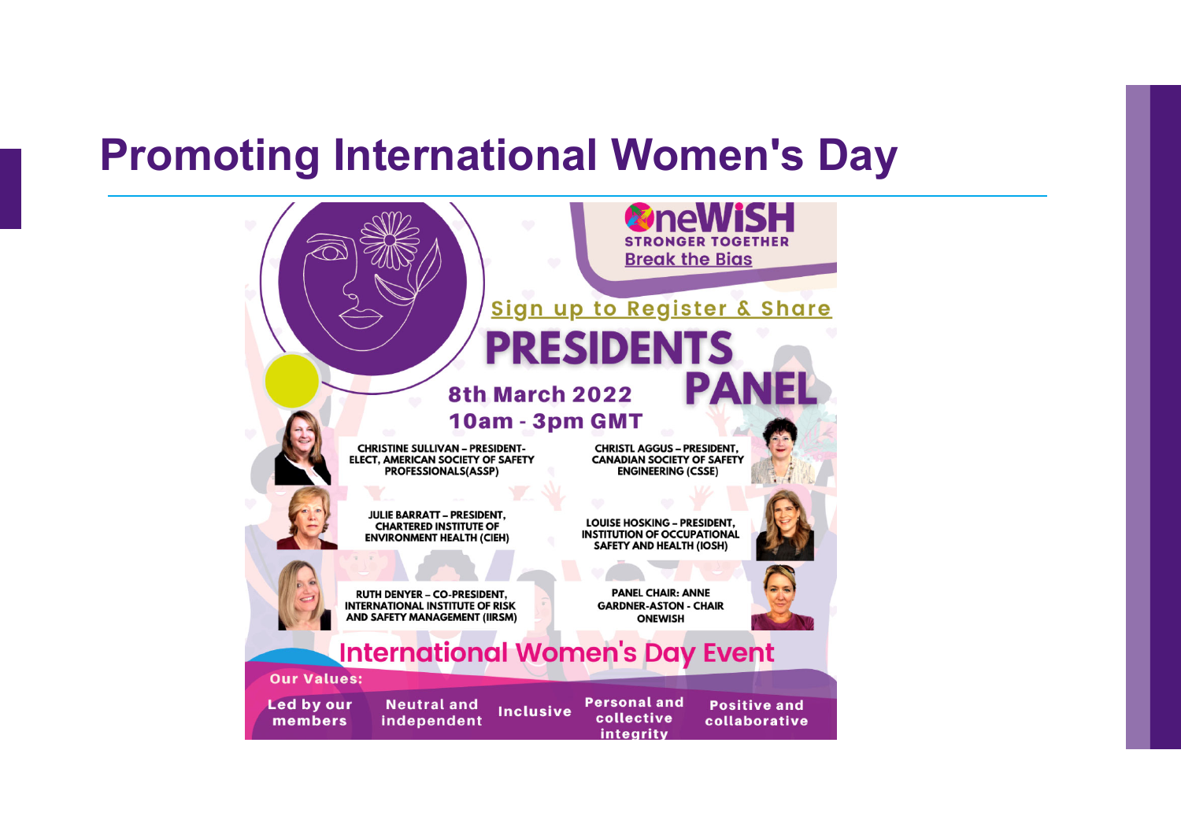# Promoting International Women's Day

OneWiSH

STRONGER TOGETHER

Break the Bias

Sign up to Register & Share

PRESIDENTS PANEL

8th March 2022

10am - 3pm GMT

CHRISTINE SULLIVAN – PRESIDENT-ELECT, AMERICAN SOCIETY OF SAFETY PROFESSIONALS(ASSP)

CHRISTL AGGUS – PRESIDENT, CANADIAN SOCIETY OF SAFETY ENGINEERING (CSSE)

JULIE BARRATT – PRESIDENT, CHARTERED INSTITUTE OF ENVIRONMENT HEALTH (CIEH)

LOUISE HOSKING – PRESIDENT, INSTITUTION OF OCCUPATIONAL SAFETY AND HEALTH (IOSH)

RUTH DENYER – CO-PRESIDENT, INTERNATIONAL INSTITUTE OF RISK AND SAFETY MANAGEMENT (IIRSM)

PANEL CHAIR: ANNE GARDNER-ASTON - CHAIR ONEWISH

International Women's Day Event

Our Values:

- Led by our members
- Neutral and independent
- Inclusive
- Personal and collective integrity
- Positive and collaborative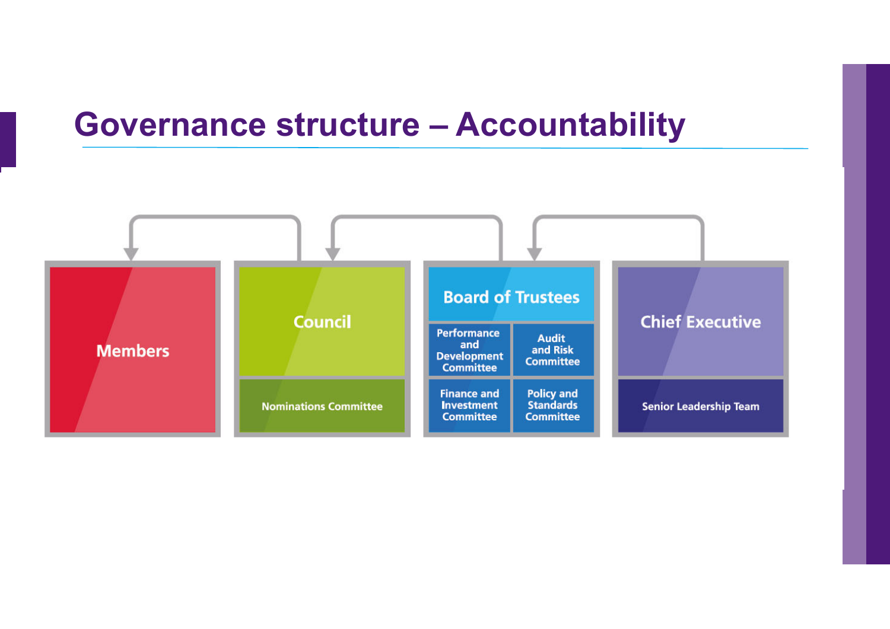# Governance structure – Accountability

- **Members**
- **Council**
  - Nominations Committee
- **Board of Trustees**
  - Performance and Development Committee
  - Audit and Risk Committee
  - Finance and Investment Committee
  - Policy and Standards Committee
- **Chief Executive**
  - Senior Leadership Team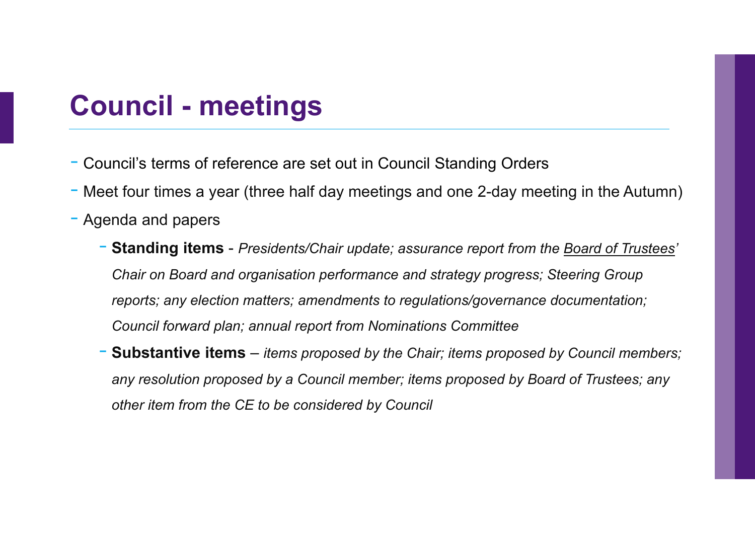# Council - meetings

- Council's terms of reference are set out in Council Standing Orders
- Meet four times a year (three half day meetings and one 2-day meeting in the Autumn)
- Agenda and papers
  - **Standing items** - *Presidents/Chair update; assurance report from the Board of Trustees' Chair on Board and organisation performance and strategy progress; Steering Group reports; any election matters; amendments to regulations/governance documentation; Council forward plan; annual report from Nominations Committee*
  - **Substantive items** – *items proposed by the Chair; items proposed by Council members; any resolution proposed by a Council member; items proposed by Board of Trustees; any other item from the CE to be considered by Council*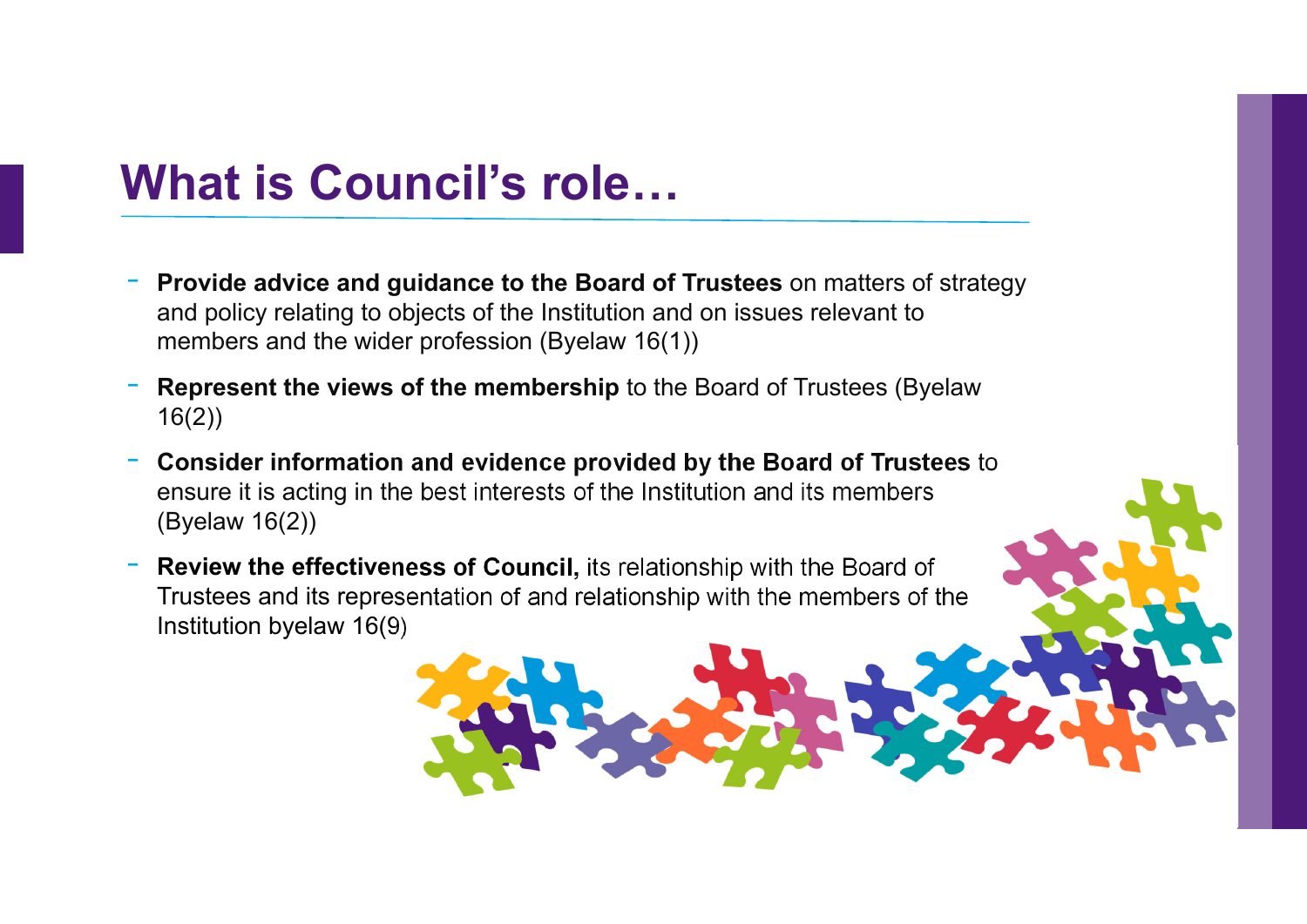# What is Council's role…

- **Provide advice and guidance to the Board of Trustees** on matters of strategy and policy relating to objects of the Institution and on issues relevant to members and the wider profession (Byelaw 16(1))
- **Represent the views of the membership** to the Board of Trustees (Byelaw 16(2))
- **Consider information and evidence provided by the Board of Trustees** to ensure it is acting in the best interests of the Institution and its members (Byelaw 16(2))
- **Review the effectiveness of Council,** its relationship with the Board of Trustees and its representation of and relationship with the members of the Institution byelaw 16(9)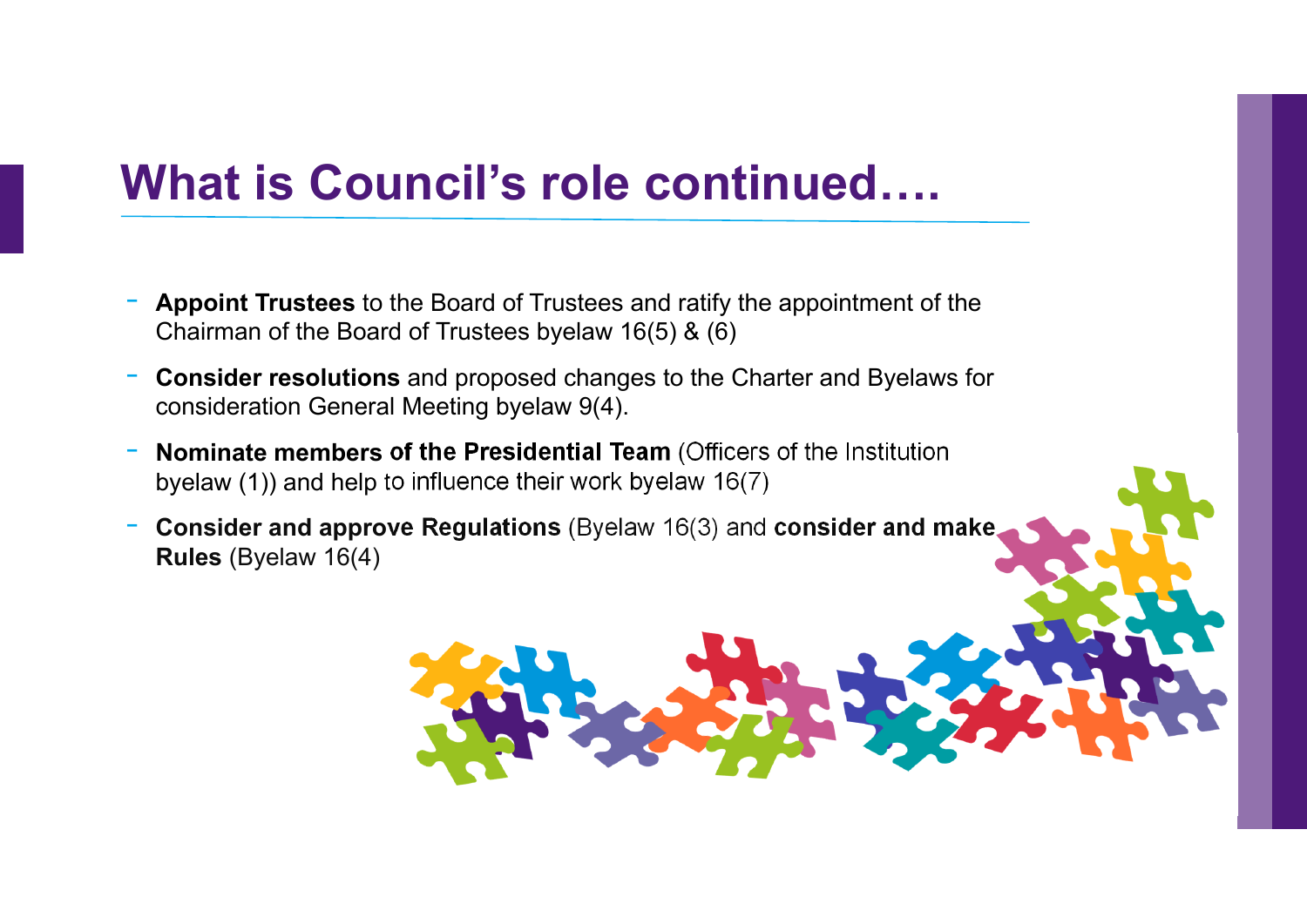# What is Council's role continued….

- **Appoint Trustees** to the Board of Trustees and ratify the appointment of the Chairman of the Board of Trustees byelaw 16(5) & (6)
- **Consider resolutions** and proposed changes to the Charter and Byelaws for consideration General Meeting byelaw 9(4).
- **Nominate members of the Presidential Team** (Officers of the Institution byelaw (1)) and help to influence their work byelaw 16(7)
- **Consider and approve Regulations** (Byelaw 16(3) and **consider and make Rules** (Byelaw 16(4)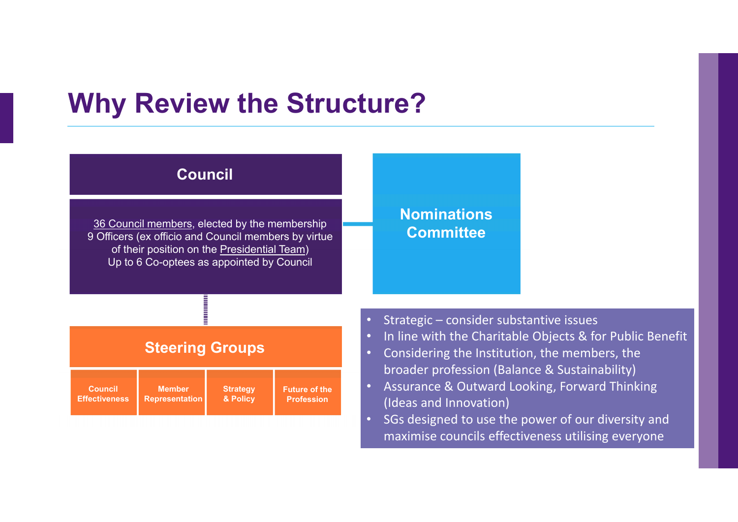# Why Review the Structure?

## Council

36 Council members, elected by the membership
9 Officers (ex officio and Council members by virtue of their position on the Presidential Team)
Up to 6 Co-optees as appointed by Council

## Nominations Committee

## Steering Groups

| Council Effectiveness | Member Representation | Strategy & Policy | Future of the Profession |
|---|---|---|---|

- Strategic – consider substantive issues
- In line with the Charitable Objects & for Public Benefit
- Considering the Institution, the members, the broader profession (Balance & Sustainability)
- Assurance & Outward Looking, Forward Thinking (Ideas and Innovation)
- SGs designed to use the power of our diversity and maximise councils effectiveness utilising everyone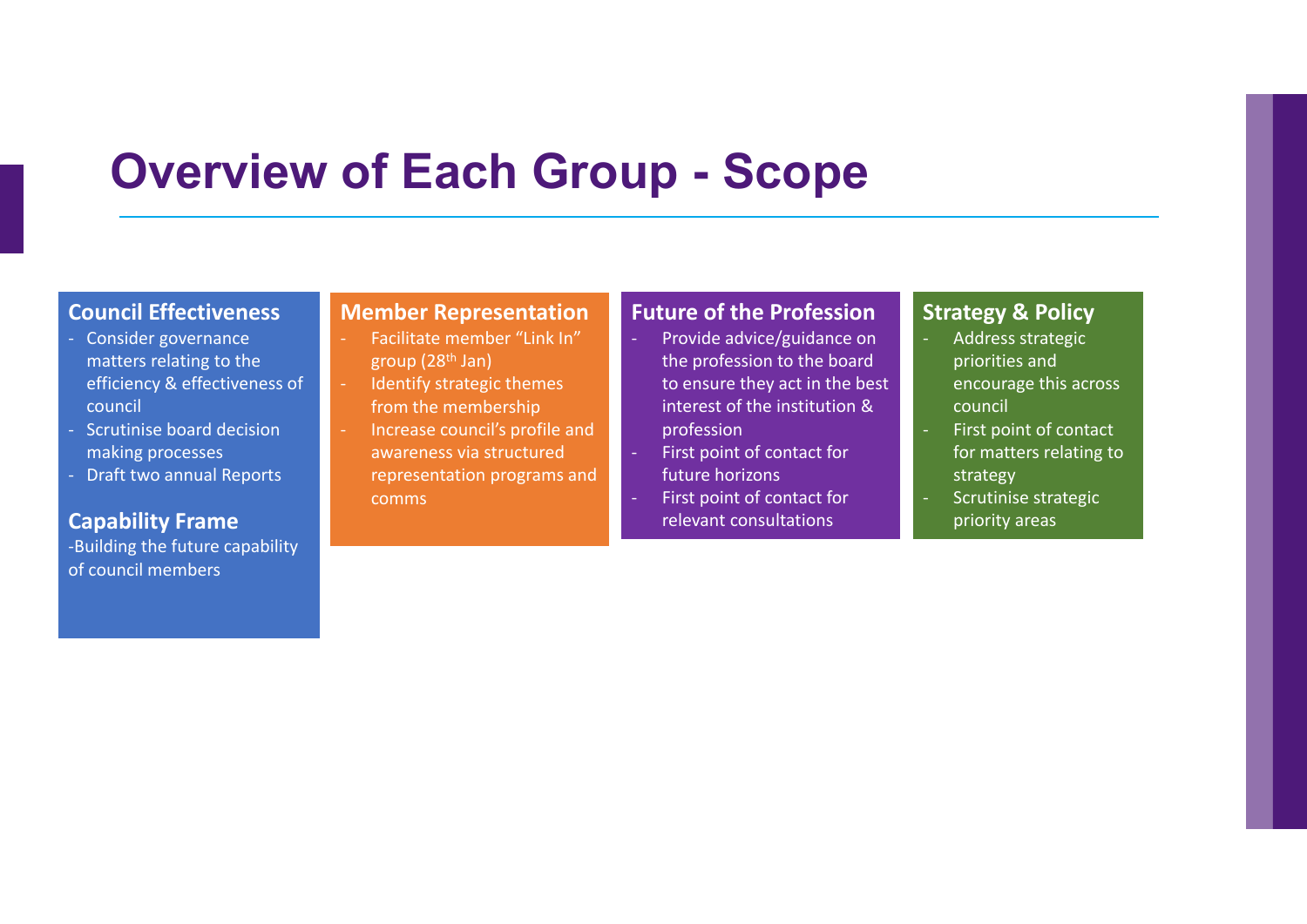# Overview of Each Group - Scope

### Council Effectiveness

- Consider governance matters relating to the efficiency & effectiveness of council
- Scrutinise board decision making processes
- Draft two annual Reports

### Capability Frame

-Building the future capability of council members

### Member Representation

- Facilitate member "Link In" group (28th Jan)
- Identify strategic themes from the membership
- Increase council's profile and awareness via structured representation programs and comms

### Future of the Profession

- Provide advice/guidance on the profession to the board to ensure they act in the best interest of the institution & profession
- First point of contact for future horizons
- First point of contact for relevant consultations

### Strategy & Policy

- Address strategic priorities and encourage this across council
- First point of contact for matters relating to strategy
- Scrutinise strategic priority areas